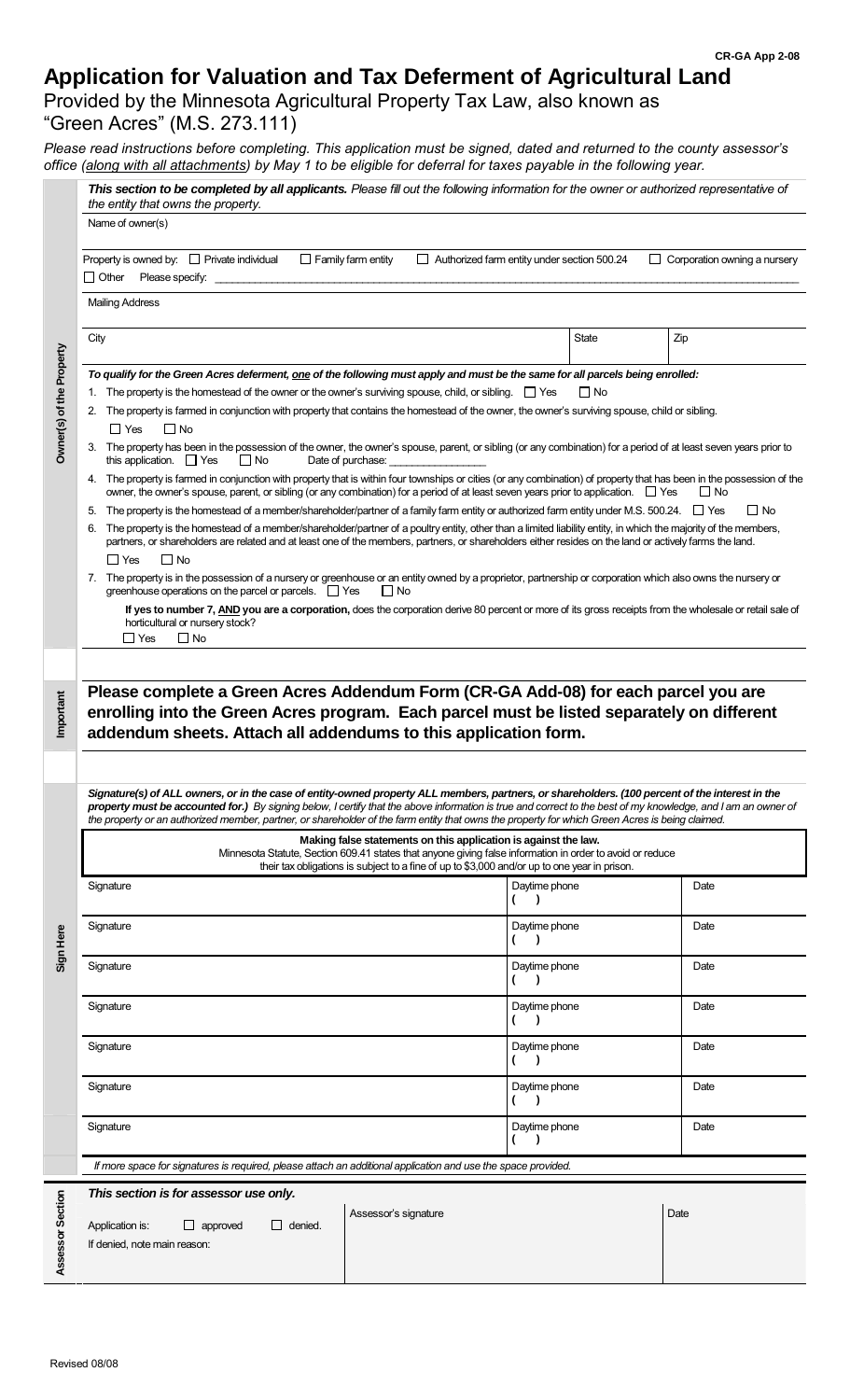CR-GA App 2-08

# Application for Valuation and Tax Deferment of Agricultural Land

## Provided by the Minnesota Agricultural Property Tax Law, also known as "Green Acres" (M.S. 273.111)

*Please read instructions before completing. This application must be signed, dated and returned to the county assessor's office (along with all attachments) by May 1 to be eligible for deferral for taxes payable in the following year.*

### Owner(s) of the Property

***This section to be completed by all applicants.*** *Please fill out the following information for the owner or authorized representative of the entity that owns the property.*

Name of owner(s)

Property is owned by: ☐ Private individual ☐ Family farm entity ☐ Authorized farm entity under section 500.24 ☐ Corporation owning a nursery
☐ Other Please specify: ____________________

Mailing Address

| City | State | Zip |
|---|---|---|
| | | |

***To qualify for the Green Acres deferment, one of the following must apply and must be the same for all parcels being enrolled:***

1. The property is the homestead of the owner or the owner's surviving spouse, child, or sibling. ☐ Yes ☐ No
2. The property is farmed in conjunction with property that contains the homestead of the owner, the owner's surviving spouse, child or sibling.
   ☐ Yes ☐ No
3. The property has been in the possession of the owner, the owner's spouse, parent, or sibling (or any combination) for a period of at least seven years prior to this application. ☐ Yes ☐ No Date of purchase: ____________
4. The property is farmed in conjunction with property that is within four townships or cities (or any combination) of property that has been in the possession of the owner, the owner's spouse, parent, or sibling (or any combination) for a period of at least seven years prior to application. ☐ Yes ☐ No
5. The property is the homestead of a member/shareholder/partner of a family farm entity or authorized farm entity under M.S. 500.24. ☐ Yes ☐ No
6. The property is the homestead of a member/shareholder/partner of a poultry entity, other than a limited liability entity, in which the majority of the members, partners, or shareholders are related and at least one of the members, partners, or shareholders either resides on the land or actively farms the land.
   ☐ Yes ☐ No
7. The property is in the possession of a nursery or greenhouse or an entity owned by a proprietor, partnership or corporation which also owns the nursery or greenhouse operations on the parcel or parcels. ☐ Yes ☐ No

   **If yes to number 7, AND you are a corporation,** does the corporation derive 80 percent or more of its gross receipts from the wholesale or retail sale of horticultural or nursery stock?
   ☐ Yes ☐ No

### Important

**Please complete a Green Acres Addendum Form (CR-GA Add-08) for each parcel you are enrolling into the Green Acres program. Each parcel must be listed separately on different addendum sheets. Attach all addendums to this application form.**

### Sign Here

***Signature(s) of ALL owners, or in the case of entity-owned property ALL members, partners, or shareholders. (100 percent of the interest in the property must be accounted for.)*** *By signing below, I certify that the above information is true and correct to the best of my knowledge, and I am an owner of the property or an authorized member, partner, or shareholder of the farm entity that owns the property for which Green Acres is being claimed.*

**Making false statements on this application is against the law.**
Minnesota Statute, Section 609.41 states that anyone giving false information in order to avoid or reduce their tax obligations is subject to a fine of up to $3,000 and/or up to one year in prison.

| Signature | Daytime phone | Date |
|---|---|---|
| | ( ) | |
| | ( ) | |
| | ( ) | |
| | ( ) | |
| | ( ) | |
| | ( ) | |
| | ( ) | |

*If more space for signatures is required, please attach an additional application and use the space provided.*

### Assessor Section

***This section is for assessor use only.***

| Application is: ☐ approved ☐ denied. | Assessor's signature | Date |
|---|---|---|
| If denied, note main reason: | | |

Revised 08/08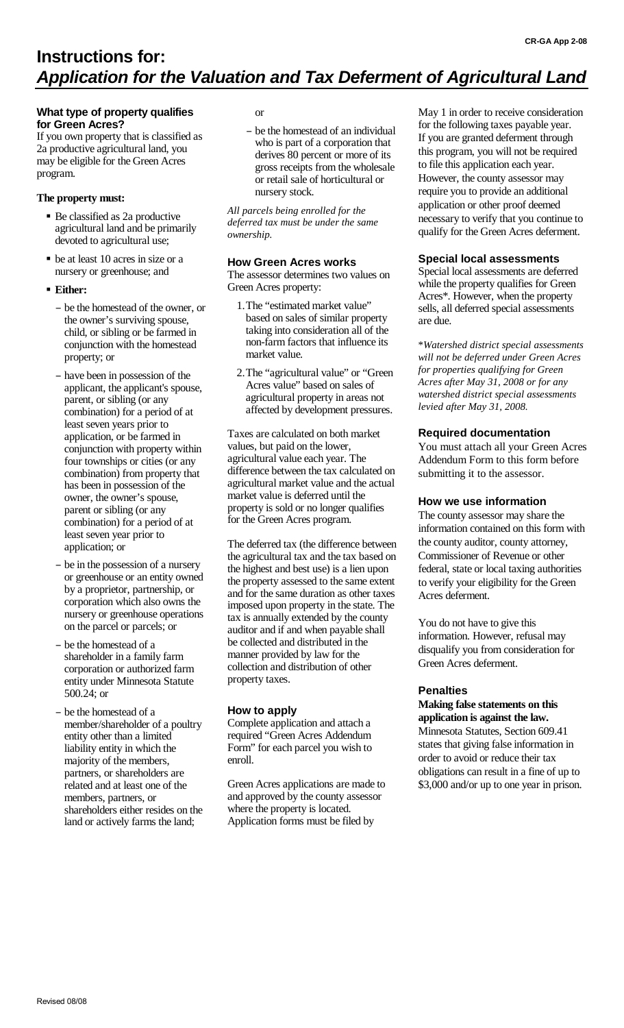# Instructions for: *Application for the Valuation and Tax Deferment of Agricultural Land*

### What type of property qualifies for Green Acres?

If you own property that is classified as 2a productive agricultural land, you may be eligible for the Green Acres program.

**The property must:**

- Be classified as 2a productive agricultural land and be primarily devoted to agricultural use;
- be at least 10 acres in size or a nursery or greenhouse; and
- **Either:**
  - be the homestead of the owner, or the owner's surviving spouse, child, or sibling or be farmed in conjunction with the homestead property; or
  - have been in possession of the applicant, the applicant's spouse, parent, or sibling (or any combination) for a period of at least seven years prior to application, or be farmed in conjunction with property within four townships or cities (or any combination) from property that has been in possession of the owner, the owner's spouse, parent or sibling (or any combination) for a period of at least seven year prior to application; or
  - be in the possession of a nursery or greenhouse or an entity owned by a proprietor, partnership, or corporation which also owns the nursery or greenhouse operations on the parcel or parcels; or
  - be the homestead of a shareholder in a family farm corporation or authorized farm entity under Minnesota Statute 500.24; or
  - be the homestead of a member/shareholder of a poultry entity other than a limited liability entity in which the majority of the members, partners, or shareholders are related and at least one of the members, partners, or shareholders either resides on the land or actively farms the land;

    or

  - be the homestead of an individual who is part of a corporation that derives 80 percent or more of its gross receipts from the wholesale or retail sale of horticultural or nursery stock.

*All parcels being enrolled for the deferred tax must be under the same ownership.*

### How Green Acres works

The assessor determines two values on Green Acres property:

1. The "estimated market value" based on sales of similar property taking into consideration all of the non-farm factors that influence its market value.
2. The "agricultural value" or "Green Acres value" based on sales of agricultural property in areas not affected by development pressures.

Taxes are calculated on both market values, but paid on the lower, agricultural value each year. The difference between the tax calculated on agricultural market value and the actual market value is deferred until the property is sold or no longer qualifies for the Green Acres program.

The deferred tax (the difference between the agricultural tax and the tax based on the highest and best use) is a lien upon the property assessed to the same extent and for the same duration as other taxes imposed upon property in the state. The tax is annually extended by the county auditor and if and when payable shall be collected and distributed in the manner provided by law for the collection and distribution of other property taxes.

### How to apply

Complete application and attach a required "Green Acres Addendum Form" for each parcel you wish to enroll.

Green Acres applications are made to and approved by the county assessor where the property is located. Application forms must be filed by May 1 in order to receive consideration for the following taxes payable year. If you are granted deferment through this program, you will not be required to file this application each year. However, the county assessor may require you to provide an additional application or other proof deemed necessary to verify that you continue to qualify for the Green Acres deferment.

### Special local assessments

Special local assessments are deferred while the property qualifies for Green Acres*. However, when the property sells, all deferred special assessments are due.

*\*Watershed district special assessments will not be deferred under Green Acres for properties qualifying for Green Acres after May 31, 2008 or for any watershed district special assessments levied after May 31, 2008.*

### Required documentation

You must attach all your Green Acres Addendum Form to this form before submitting it to the assessor.

### How we use information

The county assessor may share the information contained on this form with the county auditor, county attorney, Commissioner of Revenue or other federal, state or local taxing authorities to verify your eligibility for the Green Acres deferment.

You do not have to give this information. However, refusal may disqualify you from consideration for Green Acres deferment.

### Penalties

**Making false statements on this application is against the law.**
Minnesota Statutes, Section 609.41 states that giving false information in order to avoid or reduce their tax obligations can result in a fine of up to $3,000 and/or up to one year in prison.